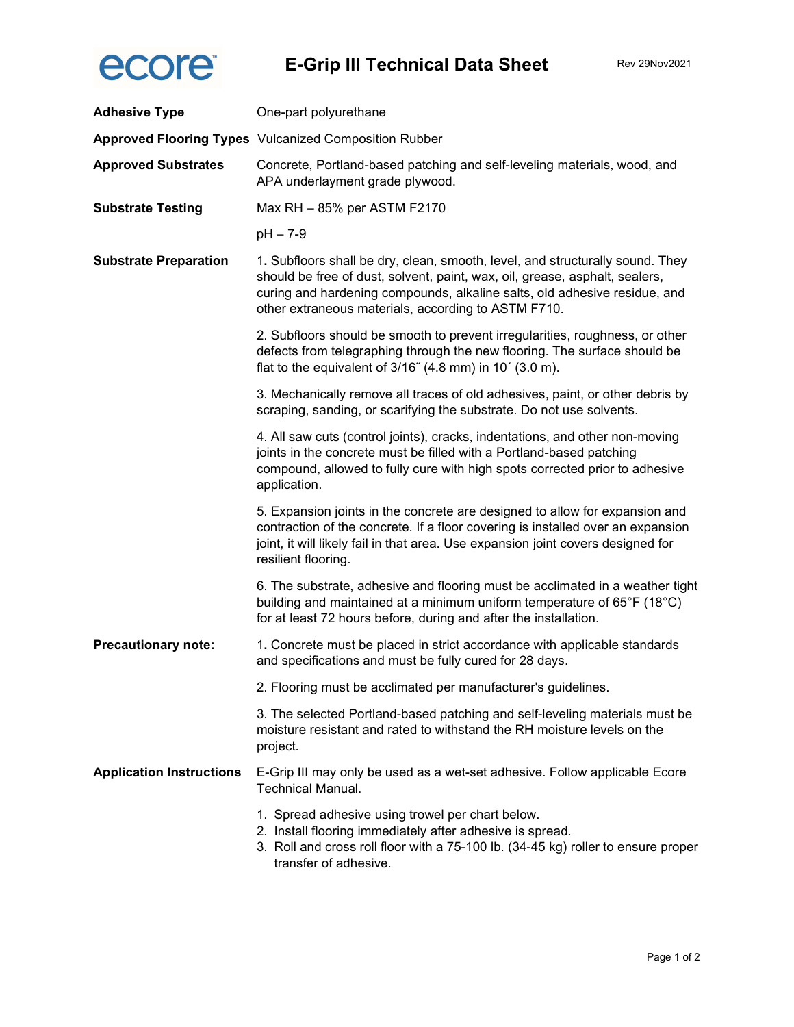ecore

# E-Grip III Technical Data Sheet

Rev 29Nov2021

**Adhesive Type** One-part polyurethane

**Approved Flooring Types** Vulcanized Composition Rubber

**Approved Substrates** Concrete, Portland-based patching and self-leveling materials, wood, and APA underlayment grade plywood.

**Substrate Testing** Max RH – 85% per ASTM F2170

pH – 7-9

**Substrate Preparation**

1. Subfloors shall be dry, clean, smooth, level, and structurally sound. They should be free of dust, solvent, paint, wax, oil, grease, asphalt, sealers, curing and hardening compounds, alkaline salts, old adhesive residue, and other extraneous materials, according to ASTM F710.

2. Subfloors should be smooth to prevent irregularities, roughness, or other defects from telegraphing through the new flooring. The surface should be flat to the equivalent of 3/16˝ (4.8 mm) in 10´ (3.0 m).

3. Mechanically remove all traces of old adhesives, paint, or other debris by scraping, sanding, or scarifying the substrate. Do not use solvents.

4. All saw cuts (control joints), cracks, indentations, and other non-moving joints in the concrete must be filled with a Portland-based patching compound, allowed to fully cure with high spots corrected prior to adhesive application.

5. Expansion joints in the concrete are designed to allow for expansion and contraction of the concrete. If a floor covering is installed over an expansion joint, it will likely fail in that area. Use expansion joint covers designed for resilient flooring.

6. The substrate, adhesive and flooring must be acclimated in a weather tight building and maintained at a minimum uniform temperature of 65°F (18°C) for at least 72 hours before, during and after the installation.

**Precautionary note:**

1. Concrete must be placed in strict accordance with applicable standards and specifications and must be fully cured for 28 days.

2. Flooring must be acclimated per manufacturer's guidelines.

3. The selected Portland-based patching and self-leveling materials must be moisture resistant and rated to withstand the RH moisture levels on the project.

**Application Instructions** E-Grip III may only be used as a wet-set adhesive. Follow applicable Ecore Technical Manual.

1. Spread adhesive using trowel per chart below.
2. Install flooring immediately after adhesive is spread.
3. Roll and cross roll floor with a 75-100 lb. (34-45 kg) roller to ensure proper transfer of adhesive.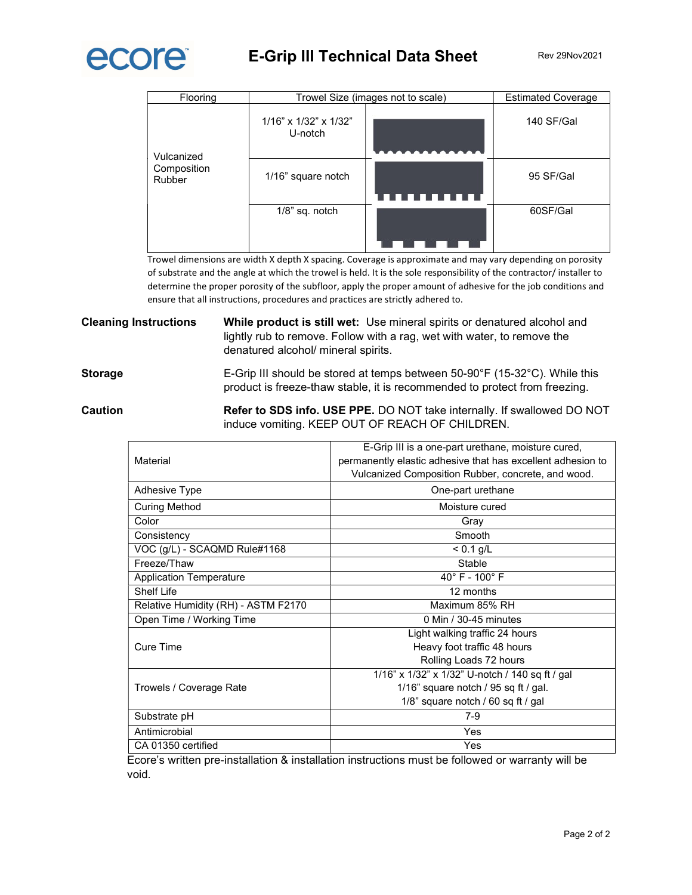# E-Grip III Technical Data Sheet

Rev 29Nov2021

| Flooring | Trowel Size (images not to scale) | Estimated Coverage |
|---|---|---|
| Vulcanized Composition Rubber | 1/16" x 1/32" x 1/32" U-notch | 140 SF/Gal |
| | 1/16" square notch | 95 SF/Gal |
| | 1/8" sq. notch | 60SF/Gal |

Trowel dimensions are width X depth X spacing. Coverage is approximate and may vary depending on porosity of substrate and the angle at which the trowel is held. It is the sole responsibility of the contractor/ installer to determine the proper porosity of the subfloor, apply the proper amount of adhesive for the job conditions and ensure that all instructions, procedures and practices are strictly adhered to.

**Cleaning Instructions** — **While product is still wet:** Use mineral spirits or denatured alcohol and lightly rub to remove. Follow with a rag, wet with water, to remove the denatured alcohol/ mineral spirits.

**Storage** — E-Grip III should be stored at temps between 50-90°F (15-32°C). While this product is freeze-thaw stable, it is recommended to protect from freezing.

**Caution** — **Refer to SDS info. USE PPE.** DO NOT take internally. If swallowed DO NOT induce vomiting. KEEP OUT OF REACH OF CHILDREN.

| | |
|---|---|
| Material | E-Grip III is a one-part urethane, moisture cured, permanently elastic adhesive that has excellent adhesion to Vulcanized Composition Rubber, concrete, and wood. |
| Adhesive Type | One-part urethane |
| Curing Method | Moisture cured |
| Color | Gray |
| Consistency | Smooth |
| VOC (g/L) - SCAQMD Rule#1168 | < 0.1 g/L |
| Freeze/Thaw | Stable |
| Application Temperature | 40° F - 100° F |
| Shelf Life | 12 months |
| Relative Humidity (RH) - ASTM F2170 | Maximum 85% RH |
| Open Time / Working Time | 0 Min / 30-45 minutes |
| Cure Time | Light walking traffic 24 hours<br>Heavy foot traffic 48 hours<br>Rolling Loads 72 hours |
| Trowels / Coverage Rate | 1/16" x 1/32" x 1/32" U-notch / 140 sq ft / gal<br>1/16" square notch / 95 sq ft / gal.<br>1/8" square notch / 60 sq ft / gal |
| Substrate pH | 7-9 |
| Antimicrobial | Yes |
| CA 01350 certified | Yes |

Ecore's written pre-installation & installation instructions must be followed or warranty will be void.